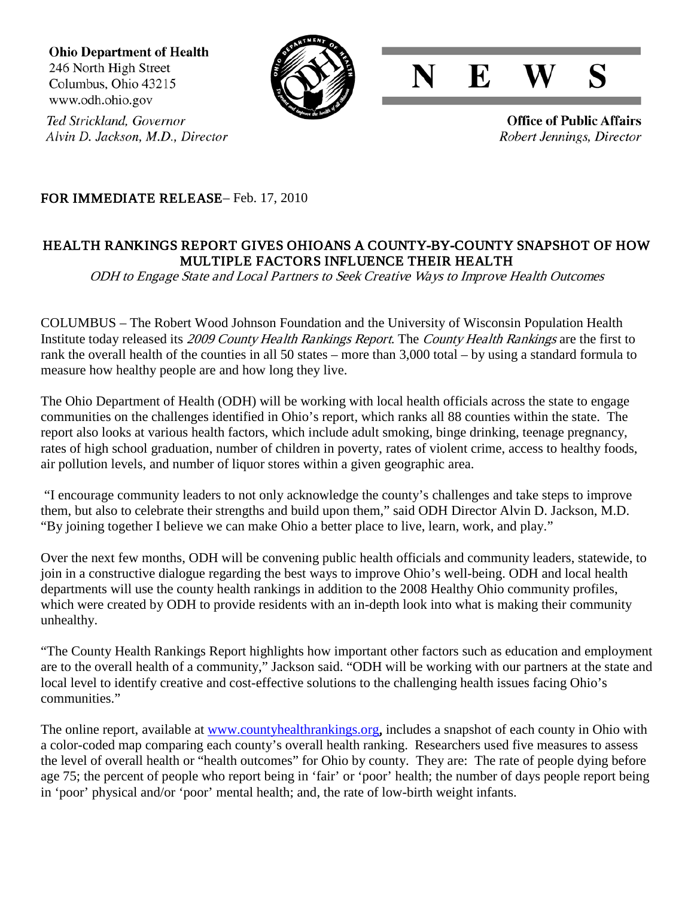**Ohio Department of Health**
246 North High Street
Columbus, Ohio 43215
www.odh.ohio.gov

*Ted Strickland, Governor*
*Alvin D. Jackson, M.D., Director*

# N E W S

**Office of Public Affairs**
*Robert Jennings, Director*

**FOR IMMEDIATE RELEASE**– Feb. 17, 2010

## HEALTH RANKINGS REPORT GIVES OHIOANS A COUNTY-BY-COUNTY SNAPSHOT OF HOW MULTIPLE FACTORS INFLUENCE THEIR HEALTH

*ODH to Engage State and Local Partners to Seek Creative Ways to Improve Health Outcomes*

COLUMBUS – The Robert Wood Johnson Foundation and the University of Wisconsin Population Health Institute today released its *2009 County Health Rankings Report*. The *County Health Rankings* are the first to rank the overall health of the counties in all 50 states – more than 3,000 total – by using a standard formula to measure how healthy people are and how long they live.

The Ohio Department of Health (ODH) will be working with local health officials across the state to engage communities on the challenges identified in Ohio's report, which ranks all 88 counties within the state. The report also looks at various health factors, which include adult smoking, binge drinking, teenage pregnancy, rates of high school graduation, number of children in poverty, rates of violent crime, access to healthy foods, air pollution levels, and number of liquor stores within a given geographic area.

"I encourage community leaders to not only acknowledge the county's challenges and take steps to improve them, but also to celebrate their strengths and build upon them," said ODH Director Alvin D. Jackson, M.D. "By joining together I believe we can make Ohio a better place to live, learn, work, and play."

Over the next few months, ODH will be convening public health officials and community leaders, statewide, to join in a constructive dialogue regarding the best ways to improve Ohio's well-being. ODH and local health departments will use the county health rankings in addition to the 2008 Healthy Ohio community profiles, which were created by ODH to provide residents with an in-depth look into what is making their community unhealthy.

"The County Health Rankings Report highlights how important other factors such as education and employment are to the overall health of a community," Jackson said. "ODH will be working with our partners at the state and local level to identify creative and cost-effective solutions to the challenging health issues facing Ohio's communities."

The online report, available at www.countyhealthrankings.org, includes a snapshot of each county in Ohio with a color-coded map comparing each county's overall health ranking. Researchers used five measures to assess the level of overall health or "health outcomes" for Ohio by county. They are: The rate of people dying before age 75; the percent of people who report being in 'fair' or 'poor' health; the number of days people report being in 'poor' physical and/or 'poor' mental health; and, the rate of low-birth weight infants.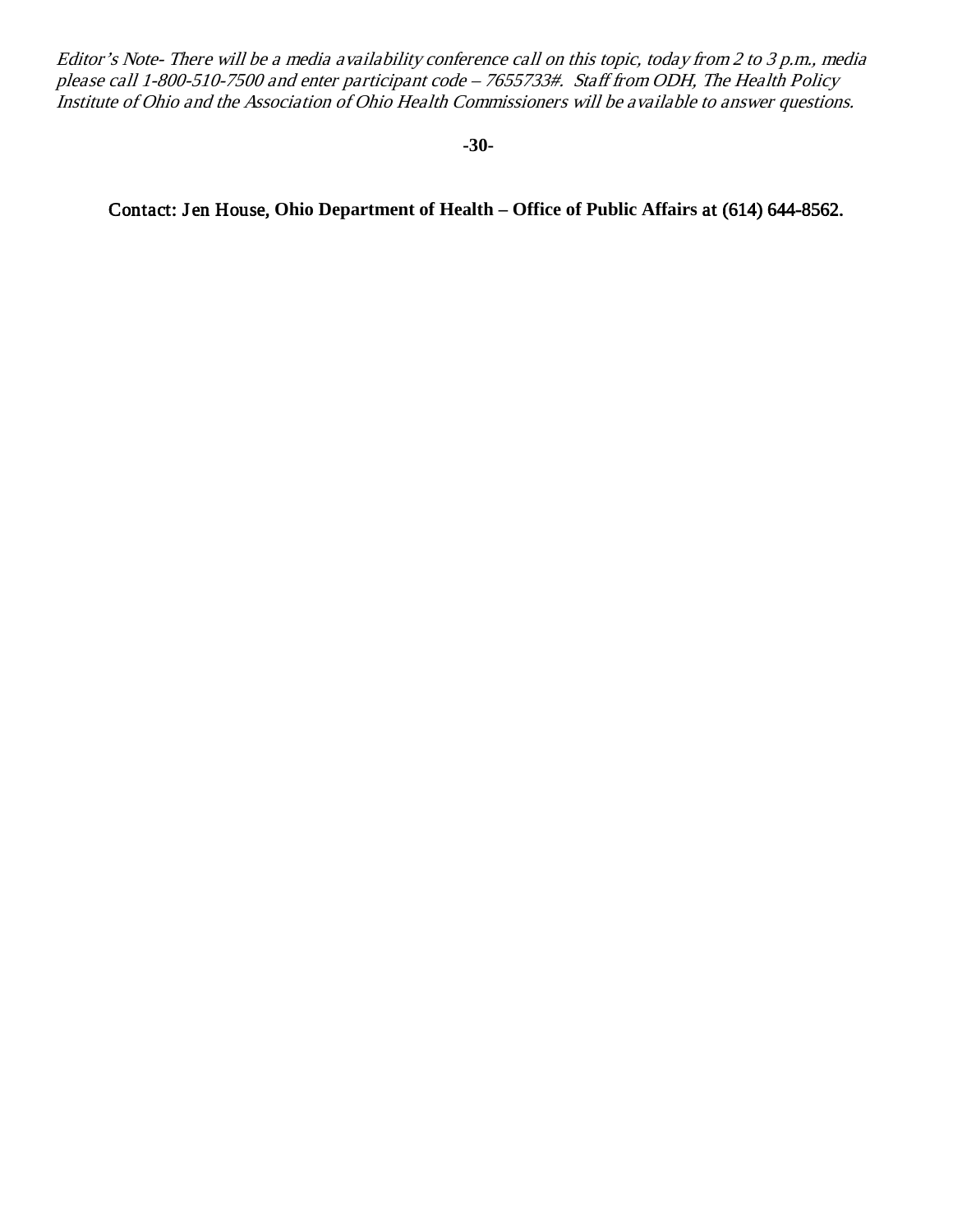*Editor's Note- There will be a media availability conference call on this topic, today from 2 to 3 p.m., media please call 1-800-510-7500 and enter participant code – 7655733#. Staff from ODH, The Health Policy Institute of Ohio and the Association of Ohio Health Commissioners will be available to answer questions.*

**-30-**

**Contact: Jen House, Ohio Department of Health – Office of Public Affairs at (614) 644-8562.**